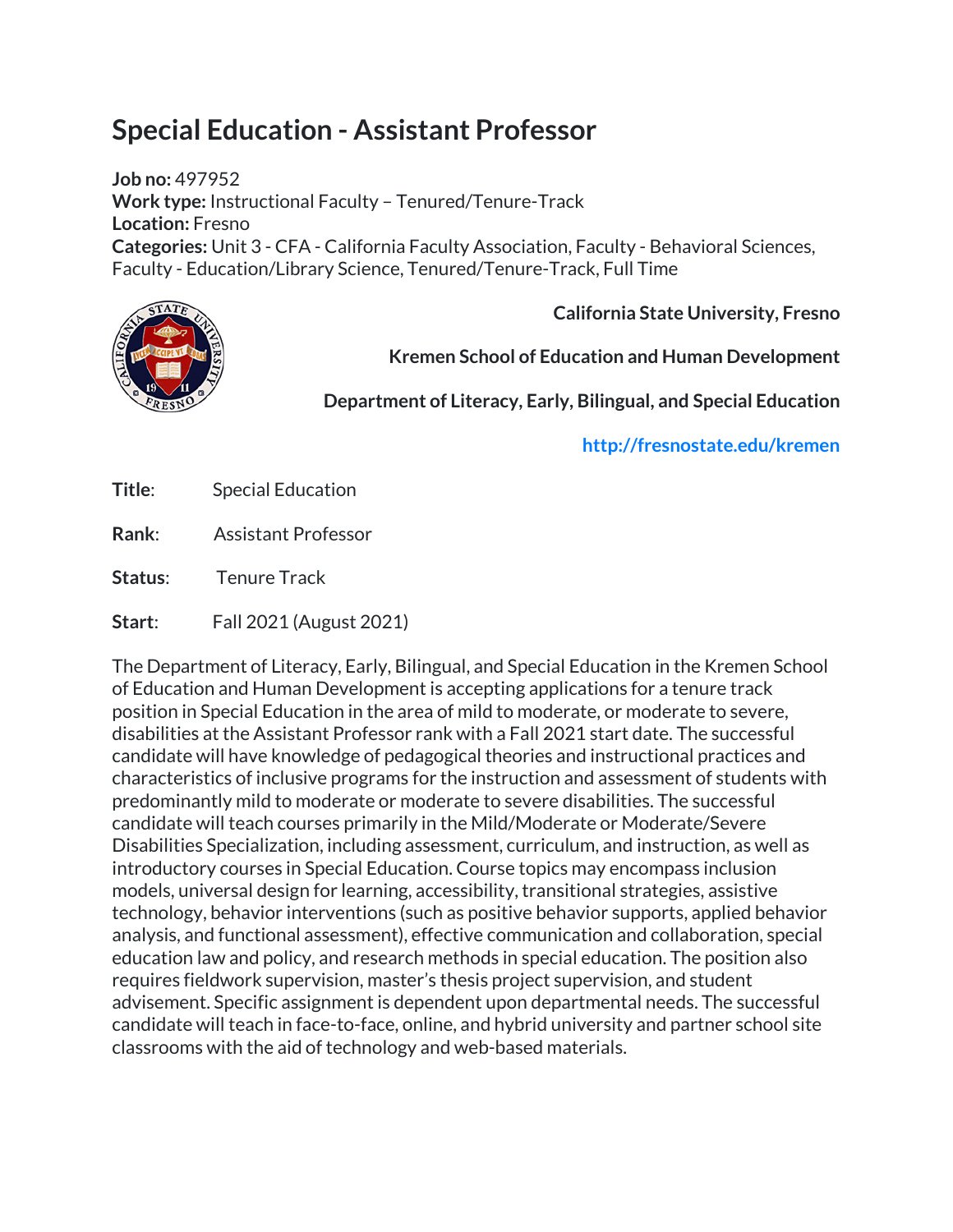# Special Education - Assistant Professor

**Job no:** 497952
**Work type:** Instructional Faculty – Tenured/Tenure-Track
**Location:** Fresno
**Categories:** Unit 3 - CFA - California Faculty Association, Faculty - Behavioral Sciences, Faculty - Education/Library Science, Tenured/Tenure-Track, Full Time

**California State University, Fresno**

**Kremen School of Education and Human Development**

**Department of Literacy, Early, Bilingual, and Special Education**

**http://fresnostate.edu/kremen**

**Title**: Special Education

**Rank**: Assistant Professor

**Status**: Tenure Track

**Start**: Fall 2021 (August 2021)

The Department of Literacy, Early, Bilingual, and Special Education in the Kremen School of Education and Human Development is accepting applications for a tenure track position in Special Education in the area of mild to moderate, or moderate to severe, disabilities at the Assistant Professor rank with a Fall 2021 start date. The successful candidate will have knowledge of pedagogical theories and instructional practices and characteristics of inclusive programs for the instruction and assessment of students with predominantly mild to moderate or moderate to severe disabilities. The successful candidate will teach courses primarily in the Mild/Moderate or Moderate/Severe Disabilities Specialization, including assessment, curriculum, and instruction, as well as introductory courses in Special Education. Course topics may encompass inclusion models, universal design for learning, accessibility, transitional strategies, assistive technology, behavior interventions (such as positive behavior supports, applied behavior analysis, and functional assessment), effective communication and collaboration, special education law and policy, and research methods in special education. The position also requires fieldwork supervision, master's thesis project supervision, and student advisement. Specific assignment is dependent upon departmental needs. The successful candidate will teach in face-to-face, online, and hybrid university and partner school site classrooms with the aid of technology and web-based materials.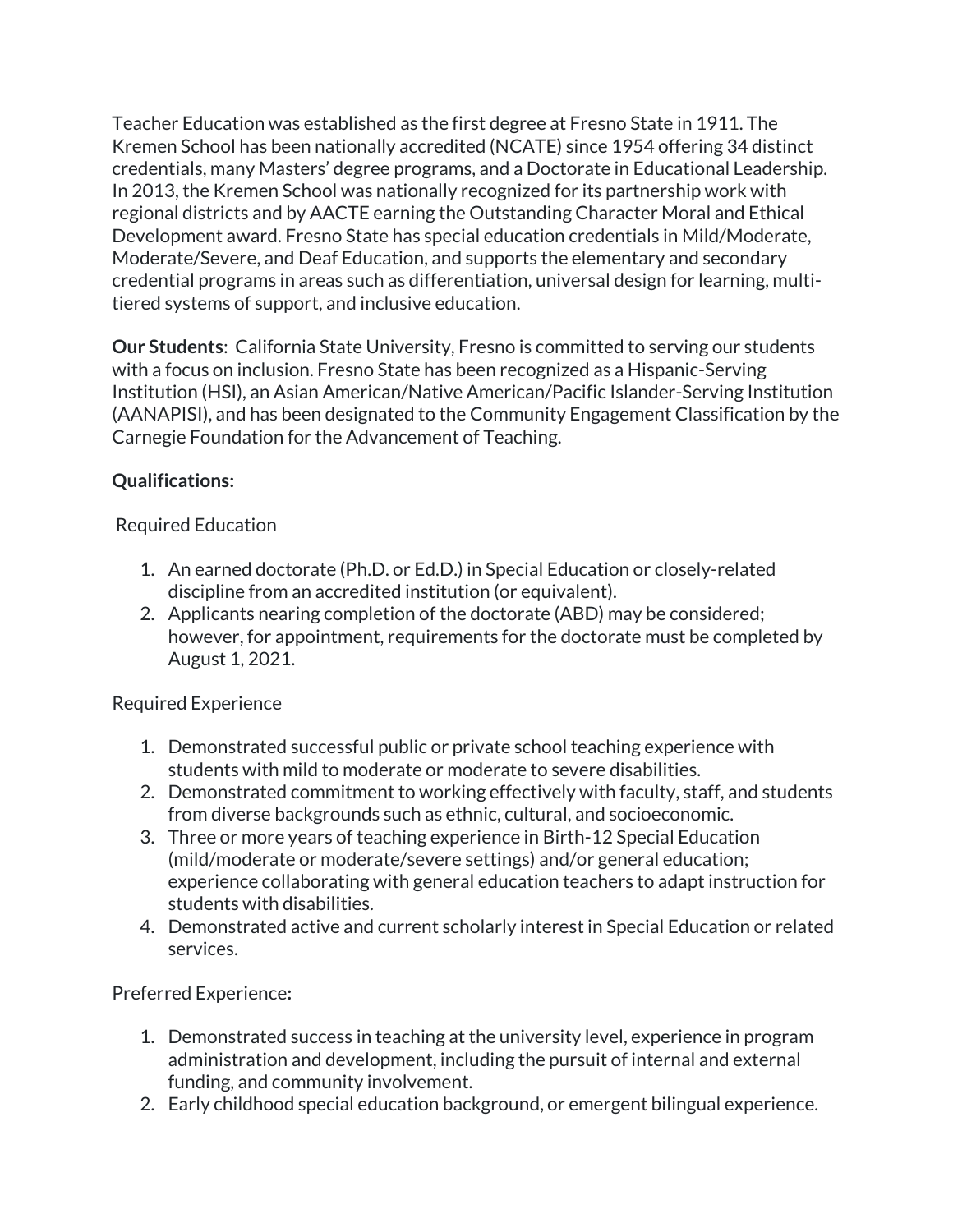Teacher Education was established as the first degree at Fresno State in 1911. The Kremen School has been nationally accredited (NCATE) since 1954 offering 34 distinct credentials, many Masters' degree programs, and a Doctorate in Educational Leadership. In 2013, the Kremen School was nationally recognized for its partnership work with regional districts and by AACTE earning the Outstanding Character Moral and Ethical Development award. Fresno State has special education credentials in Mild/Moderate, Moderate/Severe, and Deaf Education, and supports the elementary and secondary credential programs in areas such as differentiation, universal design for learning, multi-tiered systems of support, and inclusive education.

**Our Students**: California State University, Fresno is committed to serving our students with a focus on inclusion. Fresno State has been recognized as a Hispanic-Serving Institution (HSI), an Asian American/Native American/Pacific Islander-Serving Institution (AANAPISI), and has been designated to the Community Engagement Classification by the Carnegie Foundation for the Advancement of Teaching.

**Qualifications:**

Required Education

1. An earned doctorate (Ph.D. or Ed.D.) in Special Education or closely-related discipline from an accredited institution (or equivalent).
2. Applicants nearing completion of the doctorate (ABD) may be considered; however, for appointment, requirements for the doctorate must be completed by August 1, 2021.

Required Experience

1. Demonstrated successful public or private school teaching experience with students with mild to moderate or moderate to severe disabilities.
2. Demonstrated commitment to working effectively with faculty, staff, and students from diverse backgrounds such as ethnic, cultural, and socioeconomic.
3. Three or more years of teaching experience in Birth-12 Special Education (mild/moderate or moderate/severe settings) and/or general education; experience collaborating with general education teachers to adapt instruction for students with disabilities.
4. Demonstrated active and current scholarly interest in Special Education or related services.

Preferred Experience**:**

1. Demonstrated success in teaching at the university level, experience in program administration and development, including the pursuit of internal and external funding, and community involvement.
2. Early childhood special education background, or emergent bilingual experience.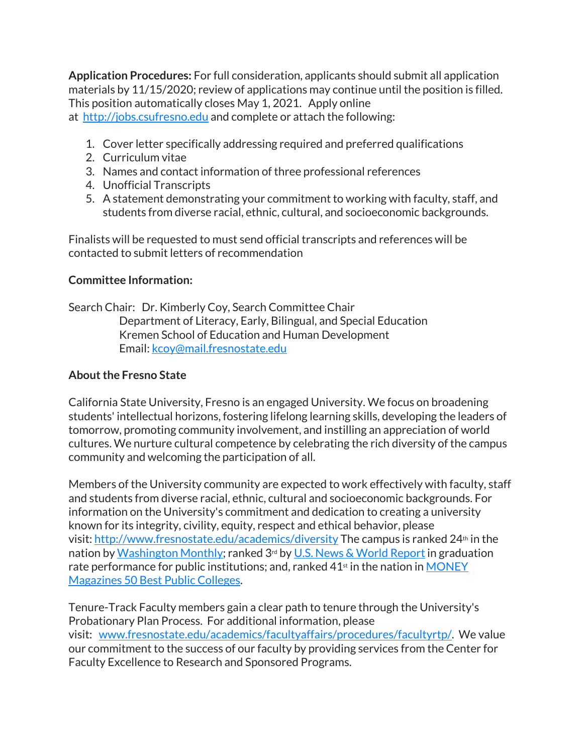**Application Procedures:** For full consideration, applicants should submit all application materials by 11/15/2020; review of applications may continue until the position is filled. This position automatically closes May 1, 2021. Apply online at [http://jobs.csufresno.edu](http://jobs.csufresno.edu) and complete or attach the following:

1. Cover letter specifically addressing required and preferred qualifications
2. Curriculum vitae
3. Names and contact information of three professional references
4. Unofficial Transcripts
5. A statement demonstrating your commitment to working with faculty, staff, and students from diverse racial, ethnic, cultural, and socioeconomic backgrounds.

Finalists will be requested to must send official transcripts and references will be contacted to submit letters of recommendation

**Committee Information:**

Search Chair: Dr. Kimberly Coy, Search Committee Chair
Department of Literacy, Early, Bilingual, and Special Education
Kremen School of Education and Human Development
Email: [kcoy@mail.fresnostate.edu](mailto:kcoy@mail.fresnostate.edu)

**About the Fresno State**

California State University, Fresno is an engaged University. We focus on broadening students' intellectual horizons, fostering lifelong learning skills, developing the leaders of tomorrow, promoting community involvement, and instilling an appreciation of world cultures. We nurture cultural competence by celebrating the rich diversity of the campus community and welcoming the participation of all.

Members of the University community are expected to work effectively with faculty, staff and students from diverse racial, ethnic, cultural and socioeconomic backgrounds. For information on the University's commitment and dedication to creating a university known for its integrity, civility, equity, respect and ethical behavior, please visit: [http://www.fresnostate.edu/academics/diversity](http://www.fresnostate.edu/academics/diversity) The campus is ranked 24th in the nation by Washington Monthly; ranked 3rd by U.S. News & World Report in graduation rate performance for public institutions; and, ranked 41st in the nation in MONEY Magazines 50 Best Public Colleges.

Tenure-Track Faculty members gain a clear path to tenure through the University's Probationary Plan Process. For additional information, please visit: [www.fresnostate.edu/academics/facultyaffairs/procedures/facultyrtp/](http://www.fresnostate.edu/academics/facultyaffairs/procedures/facultyrtp/). We value our commitment to the success of our faculty by providing services from the Center for Faculty Excellence to Research and Sponsored Programs.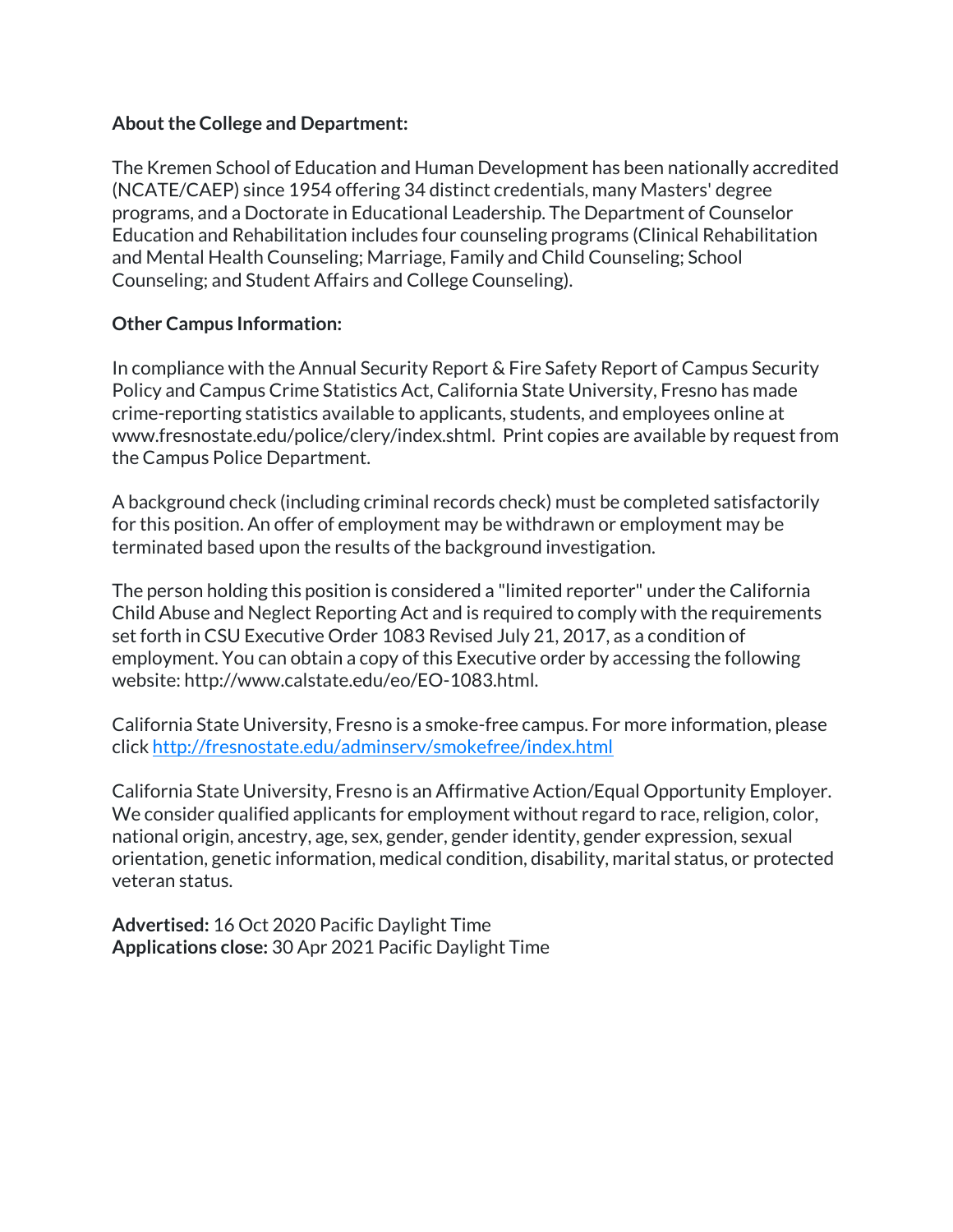**About the College and Department:**

The Kremen School of Education and Human Development has been nationally accredited (NCATE/CAEP) since 1954 offering 34 distinct credentials, many Masters' degree programs, and a Doctorate in Educational Leadership. The Department of Counselor Education and Rehabilitation includes four counseling programs (Clinical Rehabilitation and Mental Health Counseling; Marriage, Family and Child Counseling; School Counseling; and Student Affairs and College Counseling).

**Other Campus Information:**

In compliance with the Annual Security Report & Fire Safety Report of Campus Security Policy and Campus Crime Statistics Act, California State University, Fresno has made crime-reporting statistics available to applicants, students, and employees online at www.fresnostate.edu/police/clery/index.shtml. Print copies are available by request from the Campus Police Department.

A background check (including criminal records check) must be completed satisfactorily for this position. An offer of employment may be withdrawn or employment may be terminated based upon the results of the background investigation.

The person holding this position is considered a "limited reporter" under the California Child Abuse and Neglect Reporting Act and is required to comply with the requirements set forth in CSU Executive Order 1083 Revised July 21, 2017, as a condition of employment. You can obtain a copy of this Executive order by accessing the following website: http://www.calstate.edu/eo/EO-1083.html.

California State University, Fresno is a smoke-free campus. For more information, please click http://fresnostate.edu/adminserv/smokefree/index.html

California State University, Fresno is an Affirmative Action/Equal Opportunity Employer. We consider qualified applicants for employment without regard to race, religion, color, national origin, ancestry, age, sex, gender, gender identity, gender expression, sexual orientation, genetic information, medical condition, disability, marital status, or protected veteran status.

**Advertised:** 16 Oct 2020 Pacific Daylight Time
**Applications close:** 30 Apr 2021 Pacific Daylight Time